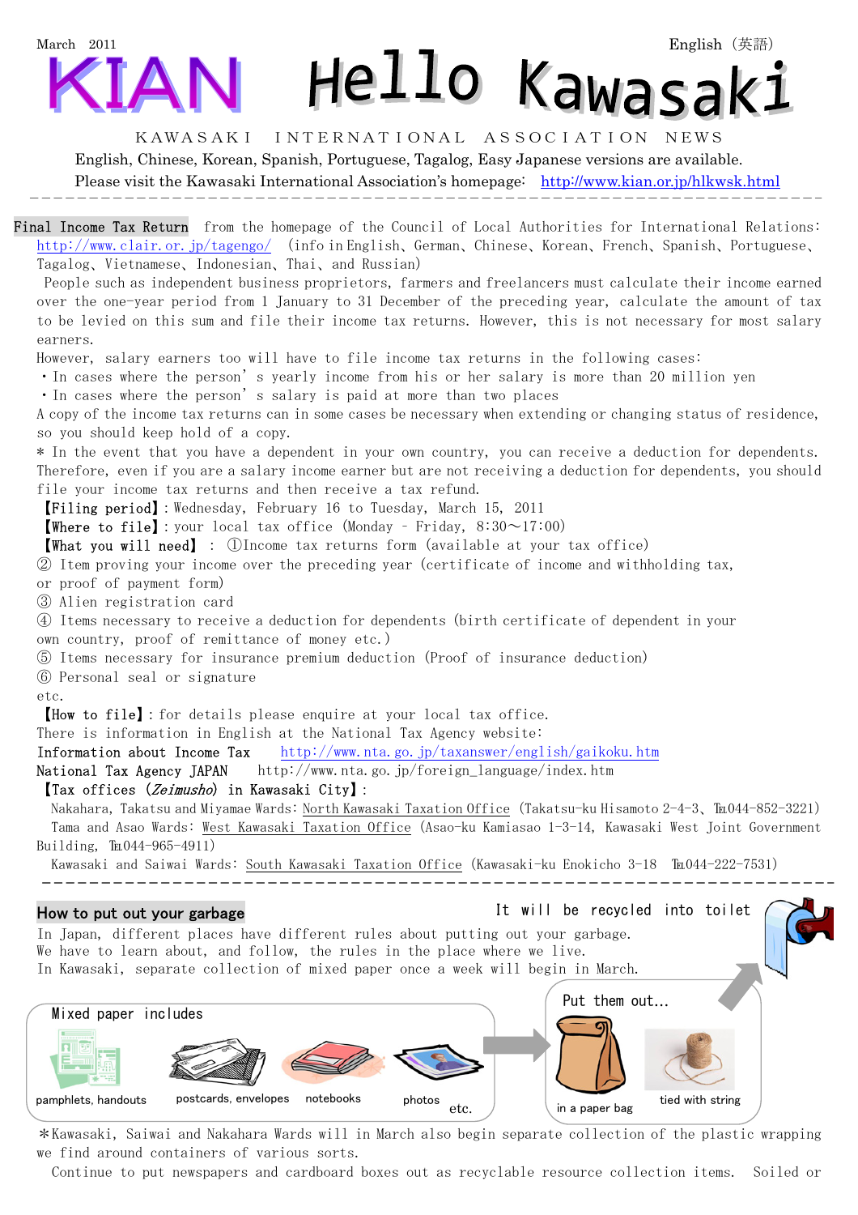March 2011 English（英語）

# KIAN Hello Kawasaki

KAWASAKI INTERNATIONAL ASSOCIATION NEWS

English, Chinese, Korean, Spanish, Portuguese, Tagalog, Easy Japanese versions are available.

Please visit the Kawasaki International Association's homepage: http://www.kian.or.jp/hlkwsk.html

---

## Final Income Tax Return

from the homepage of the Council of Local Authorities for International Relations: http://www.clair.or.jp/tagengo/ (info in English、German、Chinese、Korean、French、Spanish、Portuguese、Tagalog、Vietnamese、Indonesian、Thai、and Russian)

People such as independent business proprietors, farmers and freelancers must calculate their income earned over the one-year period from 1 January to 31 December of the preceding year, calculate the amount of tax to be levied on this sum and file their income tax returns. However, this is not necessary for most salary earners.

However, salary earners too will have to file income tax returns in the following cases:

・In cases where the person's yearly income from his or her salary is more than 20 million yen
・In cases where the person's salary is paid at more than two places

A copy of the income tax returns can in some cases be necessary when extending or changing status of residence, so you should keep hold of a copy.

＊ In the event that you have a dependent in your own country, you can receive a deduction for dependents. Therefore, even if you are a salary income earner but are not receiving a deduction for dependents, you should file your income tax returns and then receive a tax refund.

【Filing period】: Wednesday, February 16 to Tuesday, March 15, 2011
【Where to file】: your local tax office (Monday – Friday, 8:30～17:00)
【What you will need】 : ①Income tax returns form (available at your tax office)
② Item proving your income over the preceding year (certificate of income and withholding tax, or proof of payment form)
③ Alien registration card
④ Items necessary to receive a deduction for dependents (birth certificate of dependent in your own country, proof of remittance of money etc.)
⑤ Items necessary for insurance premium deduction (Proof of insurance deduction)
⑥ Personal seal or signature
etc.

【How to file】: for details please enquire at your local tax office.

There is information in English at the National Tax Agency website:
Information about Income Tax http://www.nta.go.jp/taxanswer/english/gaikoku.htm
National Tax Agency JAPAN http://www.nta.go.jp/foreign_language/index.htm

【Tax offices (*Zeimusho*) in Kawasaki City】:

Nakahara, Takatsu and Miyamae Wards: North Kawasaki Taxation Office (Takatsu-ku Hisamoto 2-4-3、℡044-852-3221)
Tama and Asao Wards: West Kawasaki Taxation Office (Asao-ku Kamiasao 1-3-14, Kawasaki West Joint Government Building, ℡044-965-4911)
Kawasaki and Saiwai Wards: South Kawasaki Taxation Office (Kawasaki-ku Enokicho 3-18 ℡044-222-7531)

---

## How to put out your garbage

In Japan, different places have different rules about putting out your garbage.
We have to learn about, and follow, the rules in the place where we live.
In Kawasaki, separate collection of mixed paper once a week will begin in March.

It will be recycled into toilet

Mixed paper includes: pamphlets, handouts / postcards, envelopes / notebooks / photos / etc.

Put them out... in a paper bag / tied with string

＊Kawasaki, Saiwai and Nakahara Wards will in March also begin separate collection of the plastic wrapping we find around containers of various sorts.

Continue to put newspapers and cardboard boxes out as recyclable resource collection items. Soiled or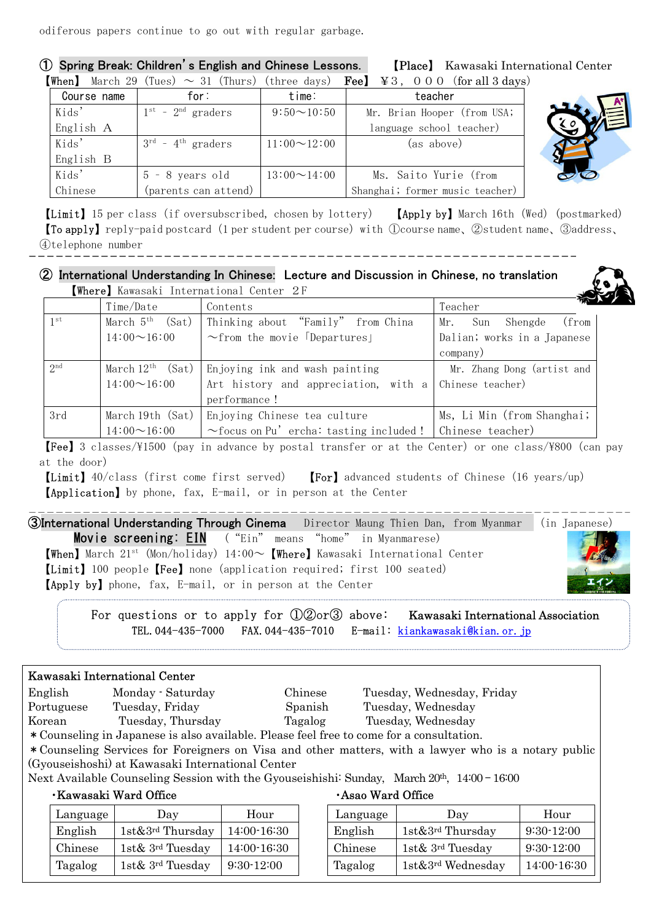odiferous papers continue to go out with regular garbage.

## ① Spring Break: Children's English and Chinese Lessons.

【Place】 Kawasaki International Center

【When】 March 29 (Tues) ～ 31 (Thurs) (three days) 【Fee】 ￥3，０００ (for all 3 days)

| Course name | for: | time: | teacher |
|---|---|---|---|
| Kids' English A | 1st - 2nd graders | 9:50～10:50 | Mr. Brian Hooper (from USA; language school teacher) |
| Kids' English B | 3rd - 4th graders | 11:00～12:00 | (as above) |
| Kids' Chinese | 5 - 8 years old (parents can attend) | 13:00～14:00 | Ms. Saito Yurie (from Shanghai; former music teacher) |

【Limit】 15 per class (if oversubscribed, chosen by lottery) 【Apply by】 March 16th (Wed) (postmarked)

【To apply】 reply-paid postcard (1 per student per course) with ①course name、②student name、③address、④telephone number

---

## ② International Understanding In Chinese: Lecture and Discussion in Chinese, no translation

【Where】 Kawasaki International Center 2F

| | Time/Date | Contents | Teacher |
|---|---|---|---|
| 1st | March 5th (Sat) 14:00～16:00 | Thinking about "Family" from China ～from the movie「Departures」 | Mr. Sun Shengde (from Dalian; works in a Japanese company) |
| 2nd | March 12th (Sat) 14:00～16:00 | Enjoying ink and wash painting Art history and appreciation, with a performance！ | Mr. Zhang Dong (artist and Chinese teacher) |
| 3rd | March 19th (Sat) 14:00～16:00 | Enjoying Chinese tea culture ～focus on Pu'ercha: tasting included！ | Ms, Li Min (from Shanghai; Chinese teacher) |

【Fee】 3 classes/¥1500 (pay in advance by postal transfer or at the Center) or one class/¥800 (can pay at the door)

【Limit】 40/class (first come first served) 【For】 advanced students of Chinese (16 years/up)

【Application】 by phone, fax, E-mail, or in person at the Center

---

## ③ International Understanding Through Cinema

Director Maung Thien Dan, from Myanmar (in Japanese)

**Movie screening: EIN** ("Ein" means "home" in Myanmarese)

【When】 March 21st (Mon/holiday) 14:00～ 【Where】 Kawasaki International Center

【Limit】 100 people 【Fee】 none (application required; first 100 seated)

【Apply by】 phone, fax, E-mail, or in person at the Center

For questions or to apply for ①②or③ above: **Kawasaki International Association**
TEL. 044-435-7000 FAX. 044-435-7010 E-mail: kiankawasaki@kian.or.jp

---

### Kawasaki International Center

| | | | |
|---|---|---|---|
| English | Monday - Saturday | Chinese | Tuesday, Wednesday, Friday |
| Portuguese | Tuesday, Friday | Spanish | Tuesday, Wednesday |
| Korean | Tuesday, Thursday | Tagalog | Tuesday, Wednesday |

＊Counseling in Japanese is also available. Please feel free to come for a consultation.

＊Counseling Services for Foreigners on Visa and other matters, with a lawyer who is a notary public (Gyouseishoshi) at Kawasaki International Center

Next Available Counseling Session with the Gyouseishishi: Sunday, March 20th, 14:00 - 16:00

・Kawasaki Ward Office

| Language | Day | Hour |
|---|---|---|
| English | 1st&3rd Thursday | 14:00-16:30 |
| Chinese | 1st& 3rd Tuesday | 14:00-16:30 |
| Tagalog | 1st& 3rd Tuesday | 9:30-12:00 |

・Asao Ward Office

| Language | Day | Hour |
|---|---|---|
| English | 1st&3rd Thursday | 9:30-12:00 |
| Chinese | 1st& 3rd Tuesday | 9:30-12:00 |
| Tagalog | 1st&3rd Wednesday | 14:00-16:30 |